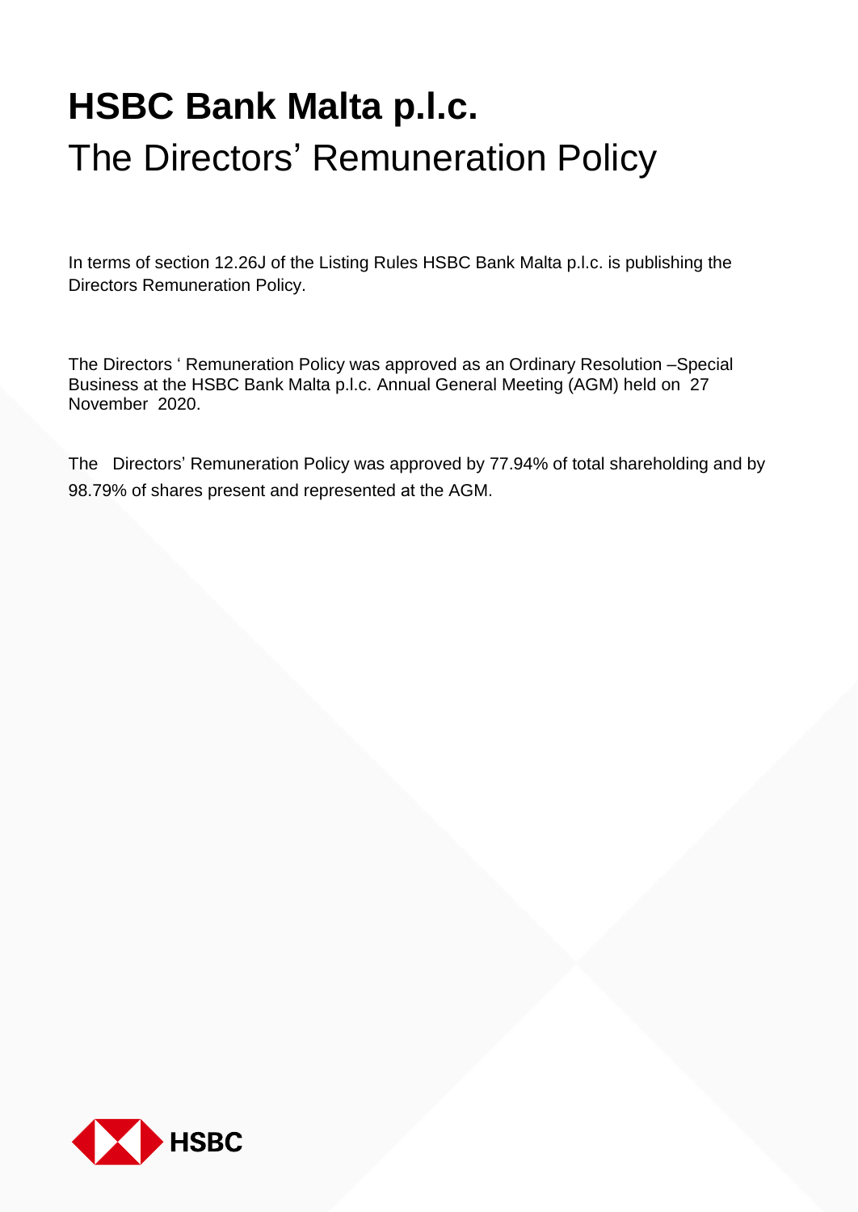# HSBC Bank Malta p.l.c.

## The Directors' Remuneration Policy

In terms of section 12.26J of the Listing Rules HSBC Bank Malta p.l.c. is publishing the Directors Remuneration Policy.

The Directors ' Remuneration Policy was approved as an Ordinary Resolution –Special Business at the HSBC Bank Malta p.l.c. Annual General Meeting (AGM) held on 27 November 2020.

The Directors' Remuneration Policy was approved by 77.94% of total shareholding and by 98.79% of shares present and represented at the AGM.

HSBC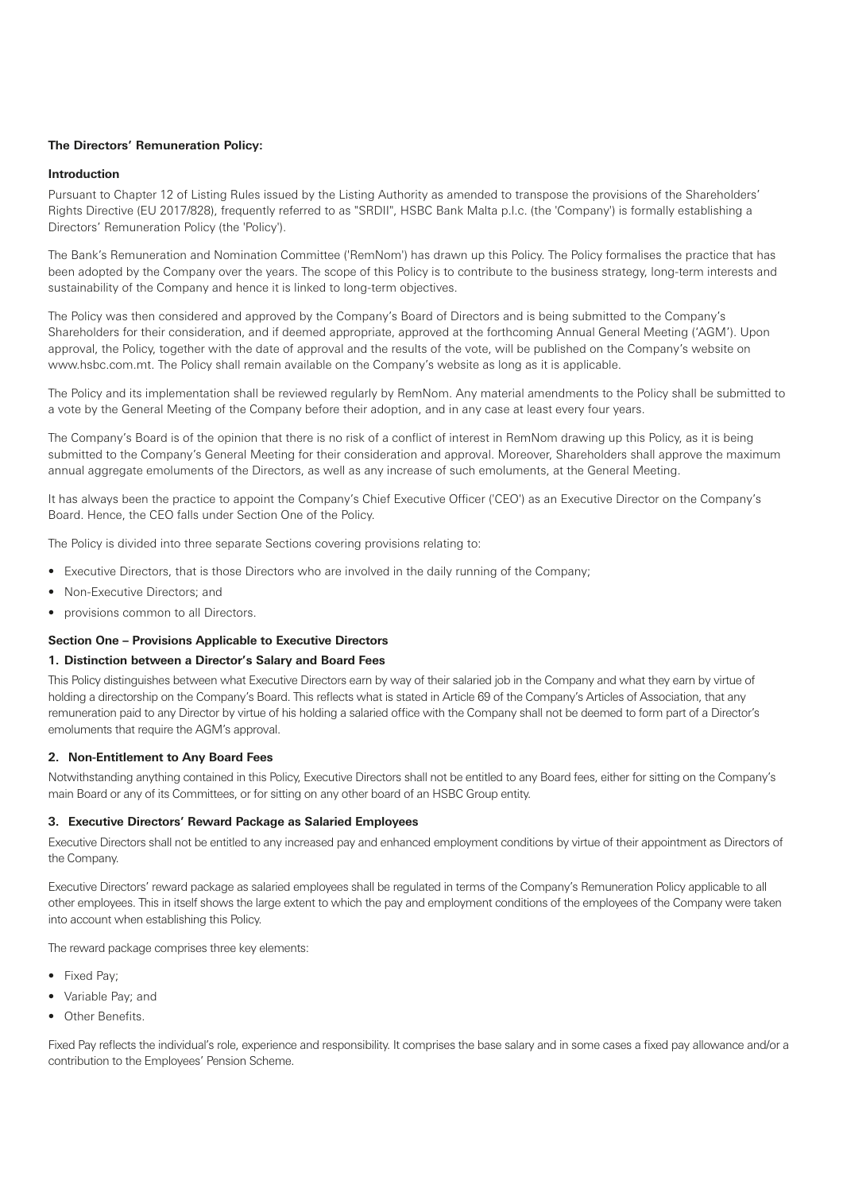**The Directors' Remuneration Policy:**

**Introduction**

Pursuant to Chapter 12 of Listing Rules issued by the Listing Authority as amended to transpose the provisions of the Shareholders' Rights Directive (EU 2017/828), frequently referred to as "SRDII", HSBC Bank Malta p.l.c. (the 'Company') is formally establishing a Directors' Remuneration Policy (the 'Policy').

The Bank's Remuneration and Nomination Committee ('RemNom') has drawn up this Policy. The Policy formalises the practice that has been adopted by the Company over the years. The scope of this Policy is to contribute to the business strategy, long-term interests and sustainability of the Company and hence it is linked to long-term objectives.

The Policy was then considered and approved by the Company's Board of Directors and is being submitted to the Company's Shareholders for their consideration, and if deemed appropriate, approved at the forthcoming Annual General Meeting ('AGM'). Upon approval, the Policy, together with the date of approval and the results of the vote, will be published on the Company's website on www.hsbc.com.mt. The Policy shall remain available on the Company's website as long as it is applicable.

The Policy and its implementation shall be reviewed regularly by RemNom. Any material amendments to the Policy shall be submitted to a vote by the General Meeting of the Company before their adoption, and in any case at least every four years.

The Company's Board is of the opinion that there is no risk of a conflict of interest in RemNom drawing up this Policy, as it is being submitted to the Company's General Meeting for their consideration and approval. Moreover, Shareholders shall approve the maximum annual aggregate emoluments of the Directors, as well as any increase of such emoluments, at the General Meeting.

It has always been the practice to appoint the Company's Chief Executive Officer ('CEO') as an Executive Director on the Company's Board. Hence, the CEO falls under Section One of the Policy.

The Policy is divided into three separate Sections covering provisions relating to:

- Executive Directors, that is those Directors who are involved in the daily running of the Company;
- Non-Executive Directors; and
- provisions common to all Directors.

**Section One – Provisions Applicable to Executive Directors**

**1. Distinction between a Director's Salary and Board Fees**

This Policy distinguishes between what Executive Directors earn by way of their salaried job in the Company and what they earn by virtue of holding a directorship on the Company's Board. This reflects what is stated in Article 69 of the Company's Articles of Association, that any remuneration paid to any Director by virtue of his holding a salaried office with the Company shall not be deemed to form part of a Director's emoluments that require the AGM's approval.

**2. Non-Entitlement to Any Board Fees**

Notwithstanding anything contained in this Policy, Executive Directors shall not be entitled to any Board fees, either for sitting on the Company's main Board or any of its Committees, or for sitting on any other board of an HSBC Group entity.

**3. Executive Directors' Reward Package as Salaried Employees**

Executive Directors shall not be entitled to any increased pay and enhanced employment conditions by virtue of their appointment as Directors of the Company.

Executive Directors' reward package as salaried employees shall be regulated in terms of the Company's Remuneration Policy applicable to all other employees. This in itself shows the large extent to which the pay and employment conditions of the employees of the Company were taken into account when establishing this Policy.

The reward package comprises three key elements:

- Fixed Pay;
- Variable Pay; and
- Other Benefits.

Fixed Pay reflects the individual's role, experience and responsibility. It comprises the base salary and in some cases a fixed pay allowance and/or a contribution to the Employees' Pension Scheme.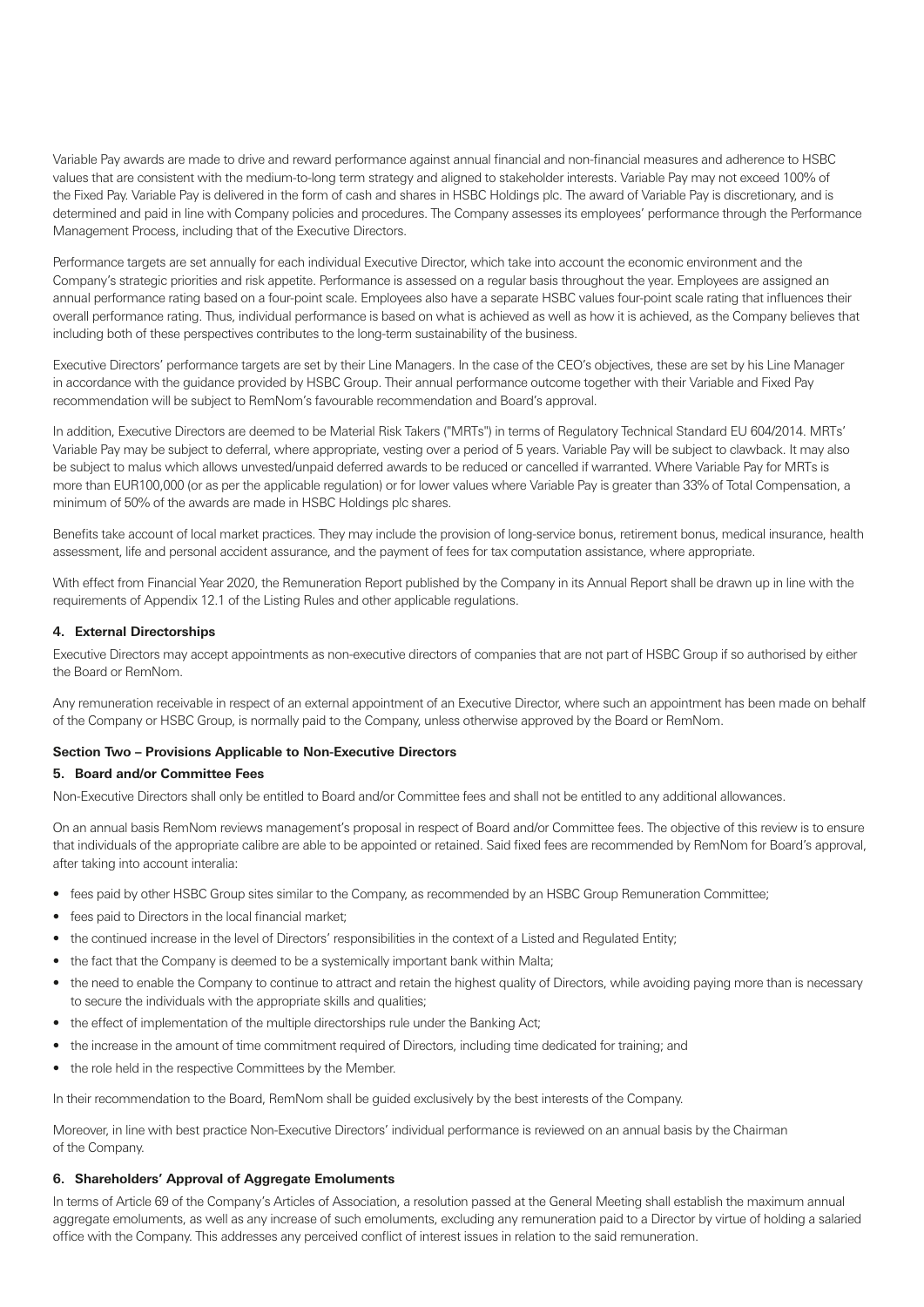Variable Pay awards are made to drive and reward performance against annual financial and non-financial measures and adherence to HSBC values that are consistent with the medium-to-long term strategy and aligned to stakeholder interests. Variable Pay may not exceed 100% of the Fixed Pay. Variable Pay is delivered in the form of cash and shares in HSBC Holdings plc. The award of Variable Pay is discretionary, and is determined and paid in line with Company policies and procedures. The Company assesses its employees' performance through the Performance Management Process, including that of the Executive Directors.

Performance targets are set annually for each individual Executive Director, which take into account the economic environment and the Company's strategic priorities and risk appetite. Performance is assessed on a regular basis throughout the year. Employees are assigned an annual performance rating based on a four-point scale. Employees also have a separate HSBC values four-point scale rating that influences their overall performance rating. Thus, individual performance is based on what is achieved as well as how it is achieved, as the Company believes that including both of these perspectives contributes to the long-term sustainability of the business.

Executive Directors' performance targets are set by their Line Managers. In the case of the CEO's objectives, these are set by his Line Manager in accordance with the guidance provided by HSBC Group. Their annual performance outcome together with their Variable and Fixed Pay recommendation will be subject to RemNom's favourable recommendation and Board's approval.

In addition, Executive Directors are deemed to be Material Risk Takers ("MRTs") in terms of Regulatory Technical Standard EU 604/2014. MRTs' Variable Pay may be subject to deferral, where appropriate, vesting over a period of 5 years. Variable Pay will be subject to clawback. It may also be subject to malus which allows unvested/unpaid deferred awards to be reduced or cancelled if warranted. Where Variable Pay for MRTs is more than EUR100,000 (or as per the applicable regulation) or for lower values where Variable Pay is greater than 33% of Total Compensation, a minimum of 50% of the awards are made in HSBC Holdings plc shares.

Benefits take account of local market practices. They may include the provision of long-service bonus, retirement bonus, medical insurance, health assessment, life and personal accident assurance, and the payment of fees for tax computation assistance, where appropriate.

With effect from Financial Year 2020, the Remuneration Report published by the Company in its Annual Report shall be drawn up in line with the requirements of Appendix 12.1 of the Listing Rules and other applicable regulations.

#### 4. External Directorships

Executive Directors may accept appointments as non-executive directors of companies that are not part of HSBC Group if so authorised by either the Board or RemNom.

Any remuneration receivable in respect of an external appointment of an Executive Director, where such an appointment has been made on behalf of the Company or HSBC Group, is normally paid to the Company, unless otherwise approved by the Board or RemNom.

### Section Two – Provisions Applicable to Non-Executive Directors

#### 5. Board and/or Committee Fees

Non-Executive Directors shall only be entitled to Board and/or Committee fees and shall not be entitled to any additional allowances.

On an annual basis RemNom reviews management's proposal in respect of Board and/or Committee fees. The objective of this review is to ensure that individuals of the appropriate calibre are able to be appointed or retained. Said fixed fees are recommended by RemNom for Board's approval, after taking into account interalia:

- fees paid by other HSBC Group sites similar to the Company, as recommended by an HSBC Group Remuneration Committee;
- fees paid to Directors in the local financial market;
- the continued increase in the level of Directors' responsibilities in the context of a Listed and Regulated Entity;
- the fact that the Company is deemed to be a systemically important bank within Malta;
- the need to enable the Company to continue to attract and retain the highest quality of Directors, while avoiding paying more than is necessary to secure the individuals with the appropriate skills and qualities;
- the effect of implementation of the multiple directorships rule under the Banking Act;
- the increase in the amount of time commitment required of Directors, including time dedicated for training; and
- the role held in the respective Committees by the Member.

In their recommendation to the Board, RemNom shall be guided exclusively by the best interests of the Company.

Moreover, in line with best practice Non-Executive Directors' individual performance is reviewed on an annual basis by the Chairman of the Company.

#### 6. Shareholders' Approval of Aggregate Emoluments

In terms of Article 69 of the Company's Articles of Association, a resolution passed at the General Meeting shall establish the maximum annual aggregate emoluments, as well as any increase of such emoluments, excluding any remuneration paid to a Director by virtue of holding a salaried office with the Company. This addresses any perceived conflict of interest issues in relation to the said remuneration.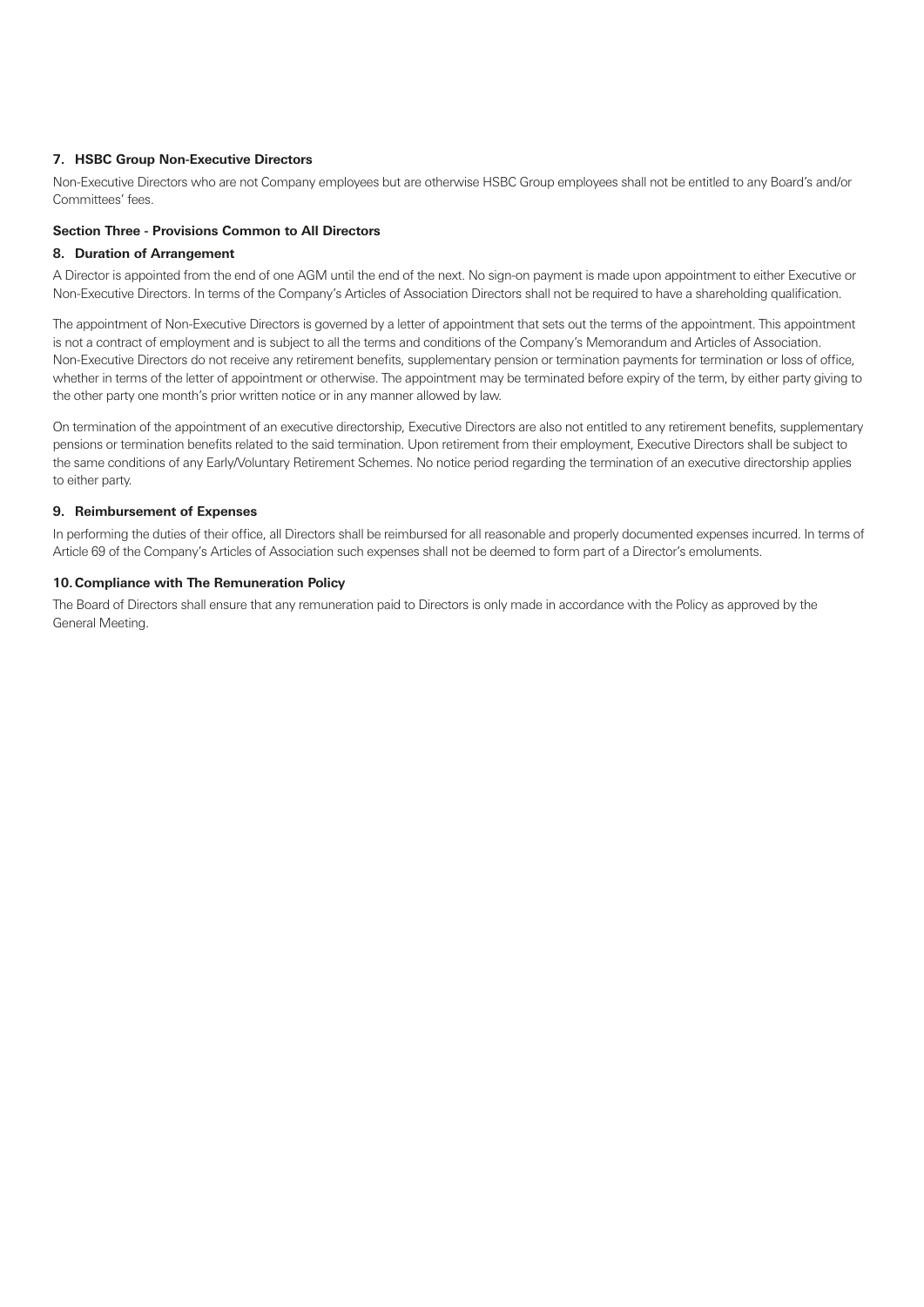### 7. HSBC Group Non-Executive Directors

Non-Executive Directors who are not Company employees but are otherwise HSBC Group employees shall not be entitled to any Board's and/or Committees' fees.

## Section Three - Provisions Common to All Directors

### 8. Duration of Arrangement

A Director is appointed from the end of one AGM until the end of the next. No sign-on payment is made upon appointment to either Executive or Non-Executive Directors. In terms of the Company's Articles of Association Directors shall not be required to have a shareholding qualification.

The appointment of Non-Executive Directors is governed by a letter of appointment that sets out the terms of the appointment. This appointment is not a contract of employment and is subject to all the terms and conditions of the Company's Memorandum and Articles of Association. Non-Executive Directors do not receive any retirement benefits, supplementary pension or termination payments for termination or loss of office, whether in terms of the letter of appointment or otherwise. The appointment may be terminated before expiry of the term, by either party giving to the other party one month's prior written notice or in any manner allowed by law.

On termination of the appointment of an executive directorship, Executive Directors are also not entitled to any retirement benefits, supplementary pensions or termination benefits related to the said termination. Upon retirement from their employment, Executive Directors shall be subject to the same conditions of any Early/Voluntary Retirement Schemes. No notice period regarding the termination of an executive directorship applies to either party.

### 9. Reimbursement of Expenses

In performing the duties of their office, all Directors shall be reimbursed for all reasonable and properly documented expenses incurred. In terms of Article 69 of the Company's Articles of Association such expenses shall not be deemed to form part of a Director's emoluments.

### 10. Compliance with The Remuneration Policy

The Board of Directors shall ensure that any remuneration paid to Directors is only made in accordance with the Policy as approved by the General Meeting.